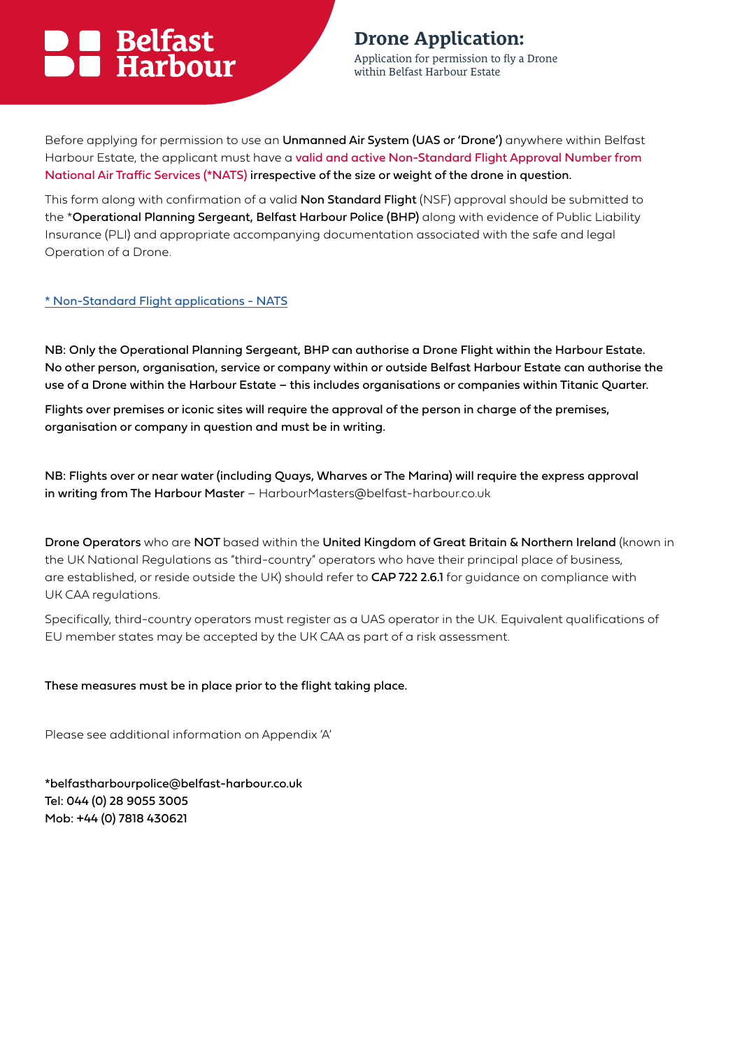Belfast Harbour

# Drone Application:

Application for permission to fly a Drone within Belfast Harbour Estate

Before applying for permission to use an **Unmanned Air System (UAS or 'Drone')** anywhere within Belfast Harbour Estate, the applicant must have a **valid and active Non-Standard Flight Approval Number from National Air Traffic Services (*NATS) irrespective of the size or weight of the drone in question.**

This form along with confirmation of a valid **Non Standard Flight** (NSF) approval should be submitted to the ***Operational Planning Sergeant, Belfast Harbour Police (BHP)** along with evidence of Public Liability Insurance (PLI) and appropriate accompanying documentation associated with the safe and legal Operation of a Drone.

[* Non-Standard Flight applications - NATS]

**NB: Only the Operational Planning Sergeant, BHP can authorise a Drone Flight within the Harbour Estate. No other person, organisation, service or company within or outside Belfast Harbour Estate can authorise the use of a Drone within the Harbour Estate – this includes organisations or companies within Titanic Quarter.**

**Flights over premises or iconic sites will require the approval of the person in charge of the premises, organisation or company in question and must be in writing.**

**NB: Flights over or near water (including Quays, Wharves or The Marina) will require the express approval in writing from The Harbour Master** – HarbourMasters@belfast-harbour.co.uk

**Drone Operators** who are **NOT** based within the **United Kingdom of Great Britain & Northern Ireland** (known in the UK National Regulations as "third-country" operators who have their principal place of business, are established, or reside outside the UK) should refer to **CAP 722 2.6.1** for guidance on compliance with UK CAA regulations.

Specifically, third-country operators must register as a UAS operator in the UK. Equivalent qualifications of EU member states may be accepted by the UK CAA as part of a risk assessment.

**These measures must be in place prior to the flight taking place.**

Please see additional information on Appendix 'A'

***belfastharbourpolice@belfast-harbour.co.uk**
**Tel: 044 (0) 28 9055 3005**
**Mob: +44 (0) 7818 430621**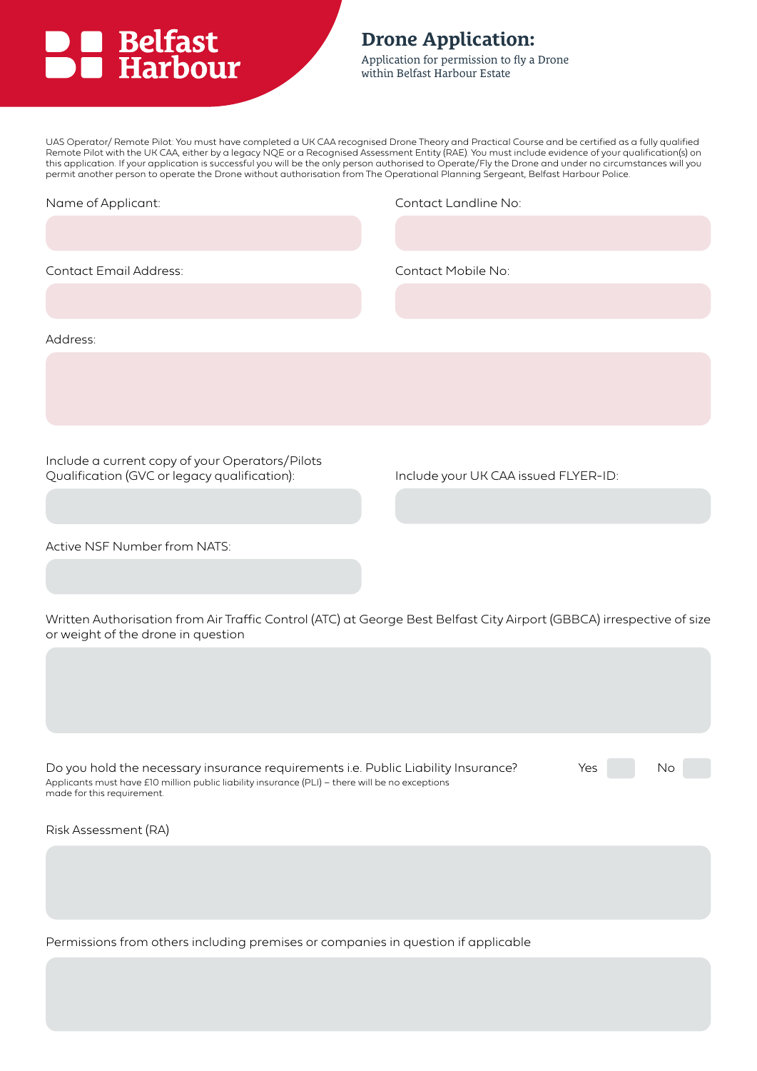Belfast Harbour

# Drone Application:

Application for permission to fly a Drone within Belfast Harbour Estate

UAS Operator/ Remote Pilot: You must have completed a UK CAA recognised Drone Theory and Practical Course and be certified as a fully qualified Remote Pilot with the UK CAA, either by a legacy NQE or a Recognised Assessment Entity (RAE). You must include evidence of your qualification(s) on this application. If your application is successful you will be the only person authorised to Operate/Fly the Drone and under no circumstances will you permit another person to operate the Drone without authorisation from The Operational Planning Sergeant, Belfast Harbour Police.

Name of Applicant:

Contact Landline No:

Contact Email Address:

Contact Mobile No:

Address:

Include a current copy of your Operators/Pilots Qualification (GVC or legacy qualification):

Include your UK CAA issued FLYER-ID:

Active NSF Number from NATS:

Written Authorisation from Air Traffic Control (ATC) at George Best Belfast City Airport (GBBCA) irrespective of size or weight of the drone in question

Do you hold the necessary insurance requirements i.e. Public Liability Insurance? Yes No

Applicants must have £10 million public liability insurance (PLI) – there will be no exceptions made for this requirement.

Risk Assessment (RA)

Permissions from others including premises or companies in question if applicable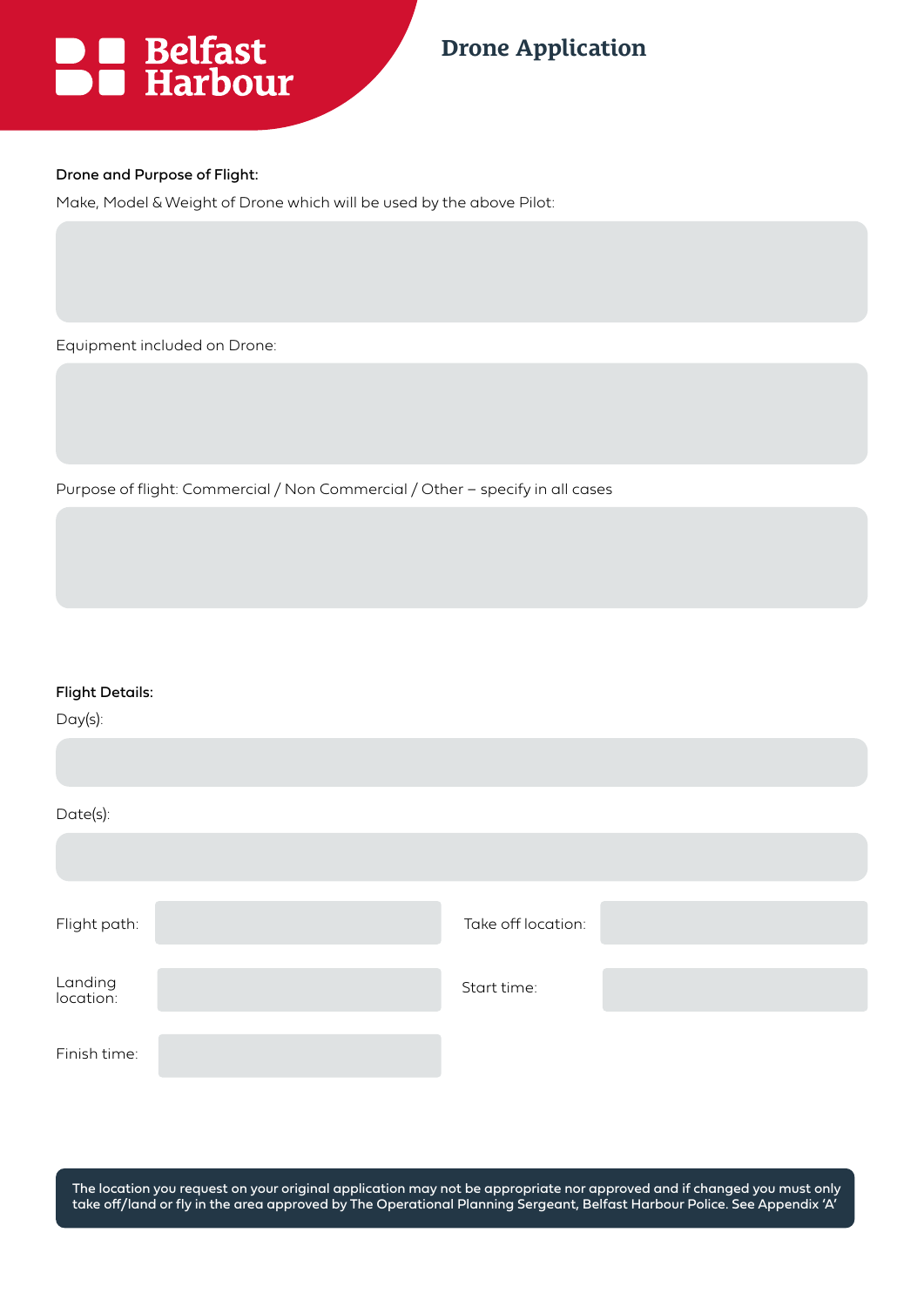Belfast Harbour

# Drone Application

**Drone and Purpose of Flight:**

Make, Model & Weight of Drone which will be used by the above Pilot:

Equipment included on Drone:

Purpose of flight: Commercial / Non Commercial / Other – specify in all cases

**Flight Details:**

Day(s):

Date(s):

Flight path:

Take off location:

Landing location:

Start time:

Finish time:

**The location you request on your original application may not be appropriate nor approved and if changed you must only take off/land or fly in the area approved by The Operational Planning Sergeant, Belfast Harbour Police. See Appendix 'A'**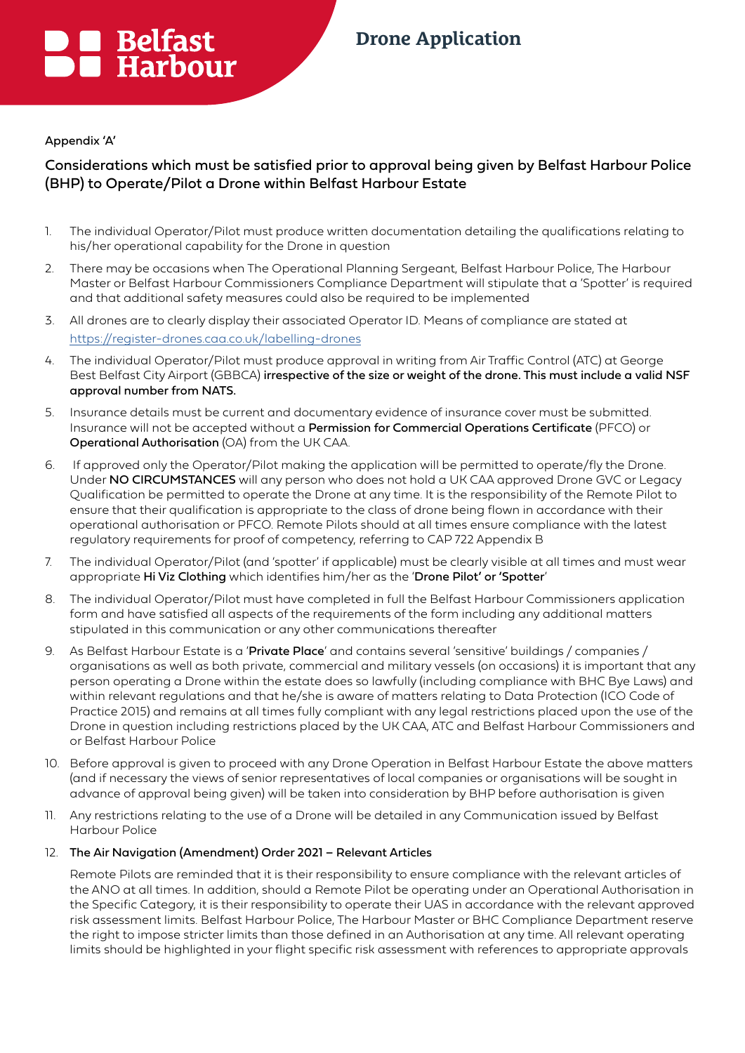# Drone Application

**Appendix 'A'**

## Considerations which must be satisfied prior to approval being given by Belfast Harbour Police (BHP) to Operate/Pilot a Drone within Belfast Harbour Estate

1. The individual Operator/Pilot must produce written documentation detailing the qualifications relating to his/her operational capability for the Drone in question
2. There may be occasions when The Operational Planning Sergeant, Belfast Harbour Police, The Harbour Master or Belfast Harbour Commissioners Compliance Department will stipulate that a 'Spotter' is required and that additional safety measures could also be required to be implemented
3. All drones are to clearly display their associated Operator ID. Means of compliance are stated at https://register-drones.caa.co.uk/labelling-drones
4. The individual Operator/Pilot must produce approval in writing from Air Traffic Control (ATC) at George Best Belfast City Airport (GBBCA) **irrespective of the size or weight of the drone. This must include a valid NSF approval number from NATS.**
5. Insurance details must be current and documentary evidence of insurance cover must be submitted. Insurance will not be accepted without a **Permission for Commercial Operations Certificate** (PFCO) or **Operational Authorisation** (OA) from the UK CAA.
6. If approved only the Operator/Pilot making the application will be permitted to operate/fly the Drone. Under **NO CIRCUMSTANCES** will any person who does not hold a UK CAA approved Drone GVC or Legacy Qualification be permitted to operate the Drone at any time. It is the responsibility of the Remote Pilot to ensure that their qualification is appropriate to the class of drone being flown in accordance with their operational authorisation or PFCO. Remote Pilots should at all times ensure compliance with the latest regulatory requirements for proof of competency, referring to CAP 722 Appendix B
7. The individual Operator/Pilot (and 'spotter' if applicable) must be clearly visible at all times and must wear appropriate **Hi Viz Clothing** which identifies him/her as the '**Drone Pilot' or 'Spotter**'
8. The individual Operator/Pilot must have completed in full the Belfast Harbour Commissioners application form and have satisfied all aspects of the requirements of the form including any additional matters stipulated in this communication or any other communications thereafter
9. As Belfast Harbour Estate is a '**Private Place**' and contains several 'sensitive' buildings / companies / organisations as well as both private, commercial and military vessels (on occasions) it is important that any person operating a Drone within the estate does so lawfully (including compliance with BHC Bye Laws) and within relevant regulations and that he/she is aware of matters relating to Data Protection (ICO Code of Practice 2015) and remains at all times fully compliant with any legal restrictions placed upon the use of the Drone in question including restrictions placed by the UK CAA, ATC and Belfast Harbour Commissioners and or Belfast Harbour Police
10. Before approval is given to proceed with any Drone Operation in Belfast Harbour Estate the above matters (and if necessary the views of senior representatives of local companies or organisations will be sought in advance of approval being given) will be taken into consideration by BHP before authorisation is given
11. Any restrictions relating to the use of a Drone will be detailed in any Communication issued by Belfast Harbour Police
12. **The Air Navigation (Amendment) Order 2021 – Relevant Articles**

    Remote Pilots are reminded that it is their responsibility to ensure compliance with the relevant articles of the ANO at all times. In addition, should a Remote Pilot be operating under an Operational Authorisation in the Specific Category, it is their responsibility to operate their UAS in accordance with the relevant approved risk assessment limits. Belfast Harbour Police, The Harbour Master or BHC Compliance Department reserve the right to impose stricter limits than those defined in an Authorisation at any time. All relevant operating limits should be highlighted in your flight specific risk assessment with references to appropriate approvals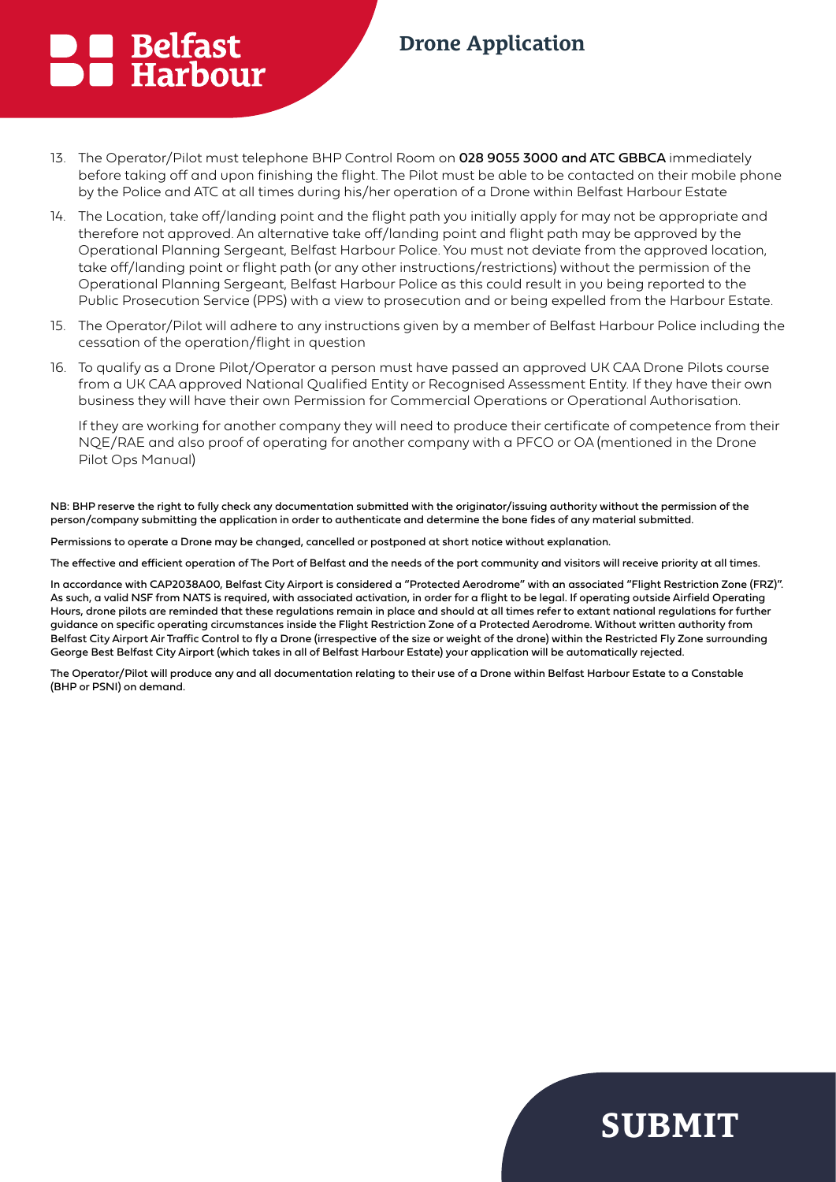# Drone Application

13. The Operator/Pilot must telephone BHP Control Room on **028 9055 3000 and ATC GBBCA** immediately before taking off and upon finishing the flight. The Pilot must be able to be contacted on their mobile phone by the Police and ATC at all times during his/her operation of a Drone within Belfast Harbour Estate
14. The Location, take off/landing point and the flight path you initially apply for may not be appropriate and therefore not approved. An alternative take off/landing point and flight path may be approved by the Operational Planning Sergeant, Belfast Harbour Police. You must not deviate from the approved location, take off/landing point or flight path (or any other instructions/restrictions) without the permission of the Operational Planning Sergeant, Belfast Harbour Police as this could result in you being reported to the Public Prosecution Service (PPS) with a view to prosecution and or being expelled from the Harbour Estate.
15. The Operator/Pilot will adhere to any instructions given by a member of Belfast Harbour Police including the cessation of the operation/flight in question
16. To qualify as a Drone Pilot/Operator a person must have passed an approved UK CAA Drone Pilots course from a UK CAA approved National Qualified Entity or Recognised Assessment Entity. If they have their own business they will have their own Permission for Commercial Operations or Operational Authorisation.

    If they are working for another company they will need to produce their certificate of competence from their NQE/RAE and also proof of operating for another company with a PFCO or OA (mentioned in the Drone Pilot Ops Manual)

**NB: BHP reserve the right to fully check any documentation submitted with the originator/issuing authority without the permission of the person/company submitting the application in order to authenticate and determine the bone fides of any material submitted.**

**Permissions to operate a Drone may be changed, cancelled or postponed at short notice without explanation.**

**The effective and efficient operation of The Port of Belfast and the needs of the port community and visitors will receive priority at all times.**

**In accordance with CAP2038A00, Belfast City Airport is considered a "Protected Aerodrome" with an associated "Flight Restriction Zone (FRZ)". As such, a valid NSF from NATS is required, with associated activation, in order for a flight to be legal. If operating outside Airfield Operating Hours, drone pilots are reminded that these regulations remain in place and should at all times refer to extant national regulations for further guidance on specific operating circumstances inside the Flight Restriction Zone of a Protected Aerodrome. Without written authority from Belfast City Airport Air Traffic Control to fly a Drone (irrespective of the size or weight of the drone) within the Restricted Fly Zone surrounding George Best Belfast City Airport (which takes in all of Belfast Harbour Estate) your application will be automatically rejected.**

**The Operator/Pilot will produce any and all documentation relating to their use of a Drone within Belfast Harbour Estate to a Constable (BHP or PSNI) on demand.**

**SUBMIT**